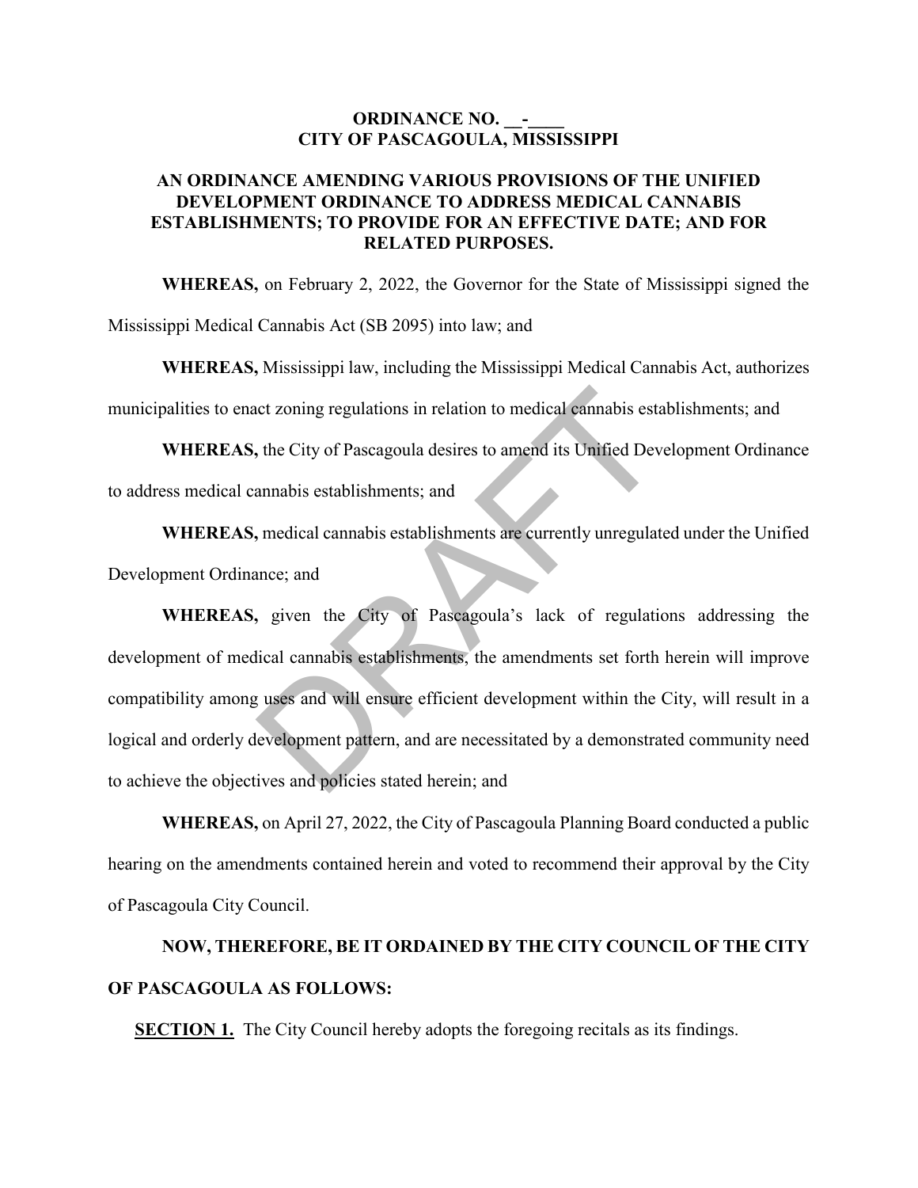**ORDINANCE NO. __-____**
**CITY OF PASCAGOULA, MISSISSIPPI**

**AN ORDINANCE AMENDING VARIOUS PROVISIONS OF THE UNIFIED DEVELOPMENT ORDINANCE TO ADDRESS MEDICAL CANNABIS ESTABLISHMENTS; TO PROVIDE FOR AN EFFECTIVE DATE; AND FOR RELATED PURPOSES.**

**WHEREAS,** on February 2, 2022, the Governor for the State of Mississippi signed the Mississippi Medical Cannabis Act (SB 2095) into law; and

**WHEREAS,** Mississippi law, including the Mississippi Medical Cannabis Act, authorizes municipalities to enact zoning regulations in relation to medical cannabis establishments; and

**WHEREAS,** the City of Pascagoula desires to amend its Unified Development Ordinance to address medical cannabis establishments; and

**WHEREAS,** medical cannabis establishments are currently unregulated under the Unified Development Ordinance; and

**WHEREAS,** given the City of Pascagoula's lack of regulations addressing the development of medical cannabis establishments, the amendments set forth herein will improve compatibility among uses and will ensure efficient development within the City, will result in a logical and orderly development pattern, and are necessitated by a demonstrated community need to achieve the objectives and policies stated herein; and

**WHEREAS,** on April 27, 2022, the City of Pascagoula Planning Board conducted a public hearing on the amendments contained herein and voted to recommend their approval by the City of Pascagoula City Council.

**NOW, THEREFORE, BE IT ORDAINED BY THE CITY COUNCIL OF THE CITY OF PASCAGOULA AS FOLLOWS:**

**SECTION 1.** The City Council hereby adopts the foregoing recitals as its findings.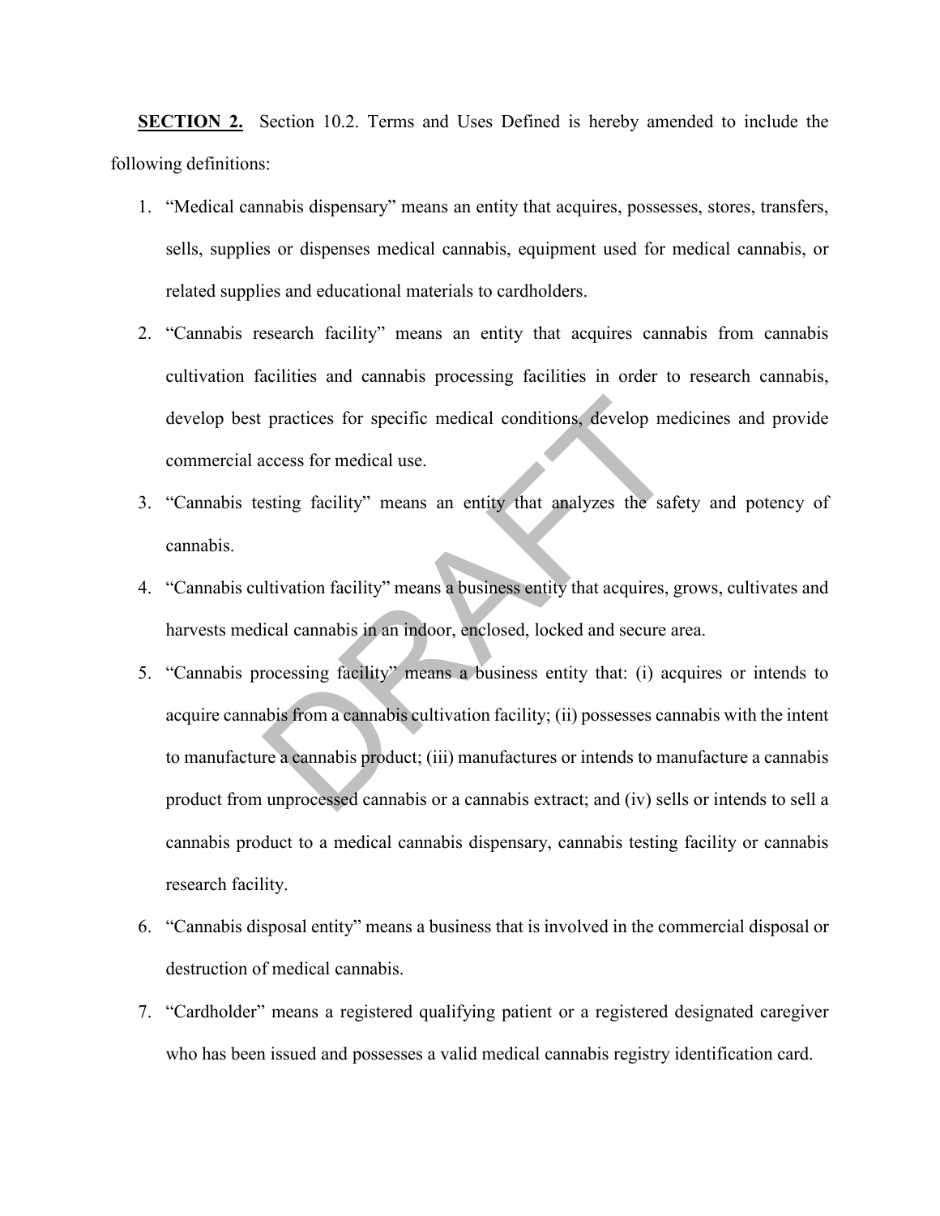**<u>SECTION 2.</u>** Section 10.2. Terms and Uses Defined is hereby amended to include the following definitions:

1. "Medical cannabis dispensary" means an entity that acquires, possesses, stores, transfers, sells, supplies or dispenses medical cannabis, equipment used for medical cannabis, or related supplies and educational materials to cardholders.
2. "Cannabis research facility" means an entity that acquires cannabis from cannabis cultivation facilities and cannabis processing facilities in order to research cannabis, develop best practices for specific medical conditions, develop medicines and provide commercial access for medical use.
3. "Cannabis testing facility" means an entity that analyzes the safety and potency of cannabis.
4. "Cannabis cultivation facility" means a business entity that acquires, grows, cultivates and harvests medical cannabis in an indoor, enclosed, locked and secure area.
5. "Cannabis processing facility" means a business entity that: (i) acquires or intends to acquire cannabis from a cannabis cultivation facility; (ii) possesses cannabis with the intent to manufacture a cannabis product; (iii) manufactures or intends to manufacture a cannabis product from unprocessed cannabis or a cannabis extract; and (iv) sells or intends to sell a cannabis product to a medical cannabis dispensary, cannabis testing facility or cannabis research facility.
6. "Cannabis disposal entity" means a business that is involved in the commercial disposal or destruction of medical cannabis.
7. "Cardholder" means a registered qualifying patient or a registered designated caregiver who has been issued and possesses a valid medical cannabis registry identification card.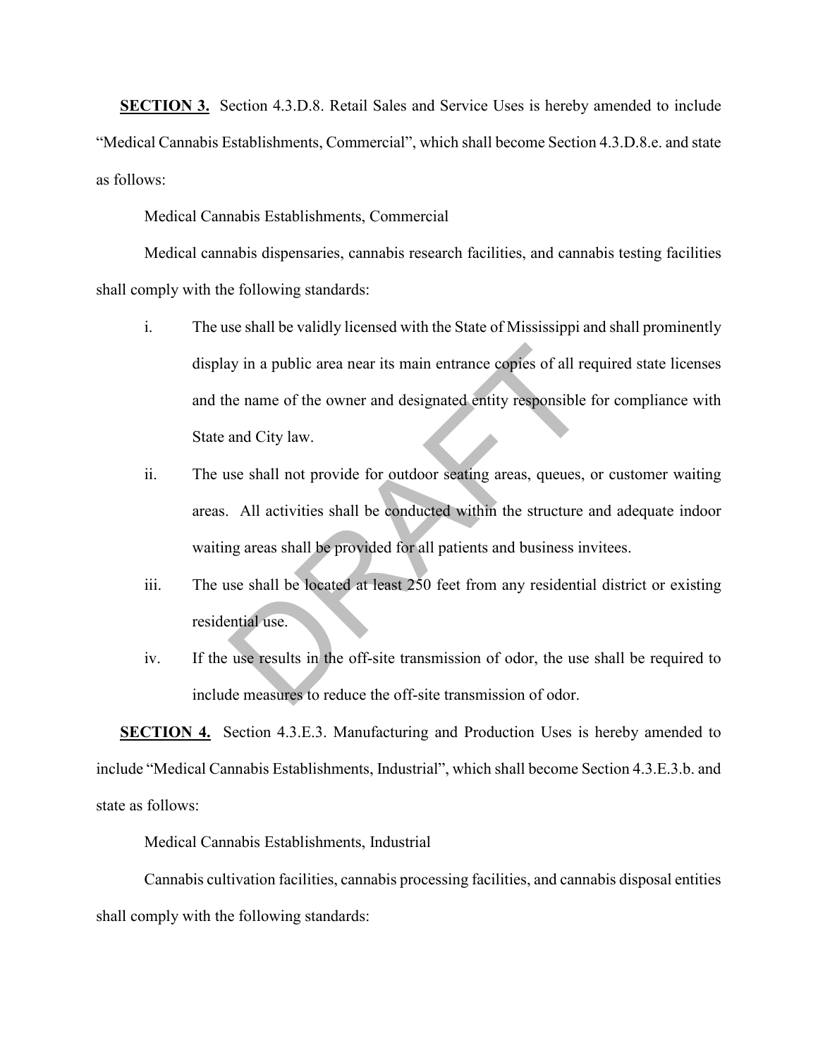**SECTION 3.** Section 4.3.D.8. Retail Sales and Service Uses is hereby amended to include "Medical Cannabis Establishments, Commercial", which shall become Section 4.3.D.8.e. and state as follows:

Medical Cannabis Establishments, Commercial

Medical cannabis dispensaries, cannabis research facilities, and cannabis testing facilities shall comply with the following standards:

i. The use shall be validly licensed with the State of Mississippi and shall prominently display in a public area near its main entrance copies of all required state licenses and the name of the owner and designated entity responsible for compliance with State and City law.

ii. The use shall not provide for outdoor seating areas, queues, or customer waiting areas. All activities shall be conducted within the structure and adequate indoor waiting areas shall be provided for all patients and business invitees.

iii. The use shall be located at least 250 feet from any residential district or existing residential use.

iv. If the use results in the off-site transmission of odor, the use shall be required to include measures to reduce the off-site transmission of odor.

**SECTION 4.** Section 4.3.E.3. Manufacturing and Production Uses is hereby amended to include "Medical Cannabis Establishments, Industrial", which shall become Section 4.3.E.3.b. and state as follows:

Medical Cannabis Establishments, Industrial

Cannabis cultivation facilities, cannabis processing facilities, and cannabis disposal entities shall comply with the following standards: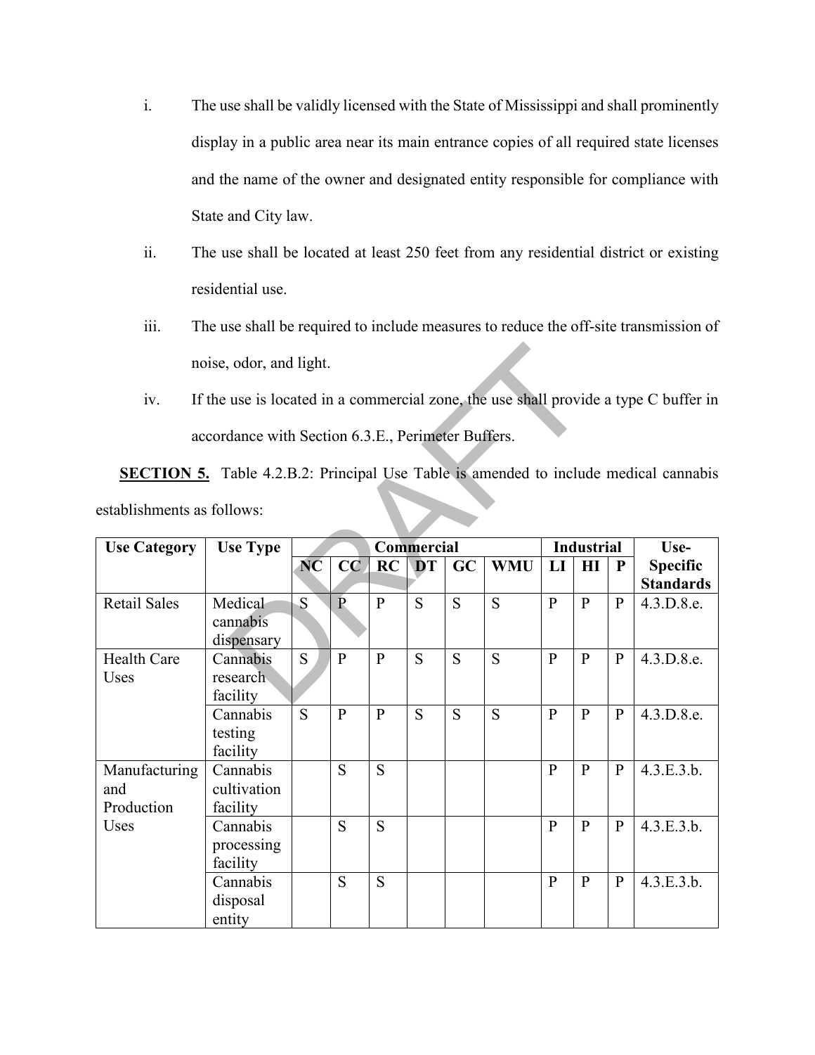i. The use shall be validly licensed with the State of Mississippi and shall prominently display in a public area near its main entrance copies of all required state licenses and the name of the owner and designated entity responsible for compliance with State and City law.

ii. The use shall be located at least 250 feet from any residential district or existing residential use.

iii. The use shall be required to include measures to reduce the off-site transmission of noise, odor, and light.

iv. If the use is located in a commercial zone, the use shall provide a type C buffer in accordance with Section 6.3.E., Perimeter Buffers.

**SECTION 5.** Table 4.2.B.2: Principal Use Table is amended to include medical cannabis establishments as follows:

| Use Category | Use Type | Commercial | | | | | | Industrial | | | Use-Specific Standards |
|---|---|---|---|---|---|---|---|---|---|---|---|
| | | NC | CC | RC | DT | GC | WMU | LI | HI | P | |
| Retail Sales | Medical cannabis dispensary | S | P | P | S | S | S | P | P | P | 4.3.D.8.e. |
| Health Care Uses | Cannabis research facility | S | P | P | S | S | S | P | P | P | 4.3.D.8.e. |
| | Cannabis testing facility | S | P | P | S | S | S | P | P | P | 4.3.D.8.e. |
| Manufacturing and Production Uses | Cannabis cultivation facility | | S | S | | | | P | P | P | 4.3.E.3.b. |
| | Cannabis processing facility | | S | S | | | | P | P | P | 4.3.E.3.b. |
| | Cannabis disposal entity | | S | S | | | | P | P | P | 4.3.E.3.b. |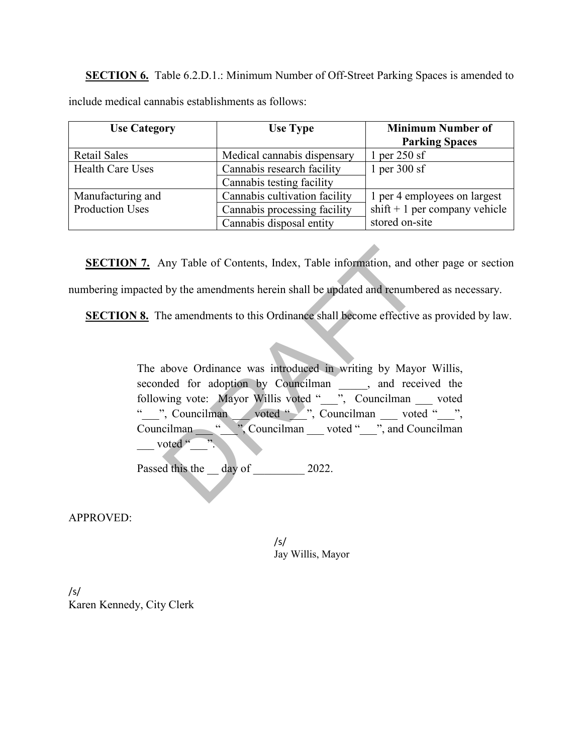**SECTION 6.** Table 6.2.D.1.: Minimum Number of Off-Street Parking Spaces is amended to include medical cannabis establishments as follows:

| Use Category | Use Type | Minimum Number of Parking Spaces |
|---|---|---|
| Retail Sales | Medical cannabis dispensary | 1 per 250 sf |
| Health Care Uses | Cannabis research facility | 1 per 300 sf |
| | Cannabis testing facility | |
| Manufacturing and Production Uses | Cannabis cultivation facility | 1 per 4 employees on largest shift + 1 per company vehicle stored on-site |
| | Cannabis processing facility | |
| | Cannabis disposal entity | |

**SECTION 7.** Any Table of Contents, Index, Table information, and other page or section numbering impacted by the amendments herein shall be updated and renumbered as necessary.

**SECTION 8.** The amendments to this Ordinance shall become effective as provided by law.

The above Ordinance was introduced in writing by Mayor Willis, seconded for adoption by Councilman _____, and received the following vote: Mayor Willis voted "___", Councilman ___ voted "___", Councilman ___ voted "___", Councilman ___ voted "___", Councilman ___ "___", Councilman ___ voted "___", and Councilman ___ voted "___".

Passed this the __ day of _________ 2022.

APPROVED:

/s/
Jay Willis, Mayor

/s/
Karen Kennedy, City Clerk

DRAFT